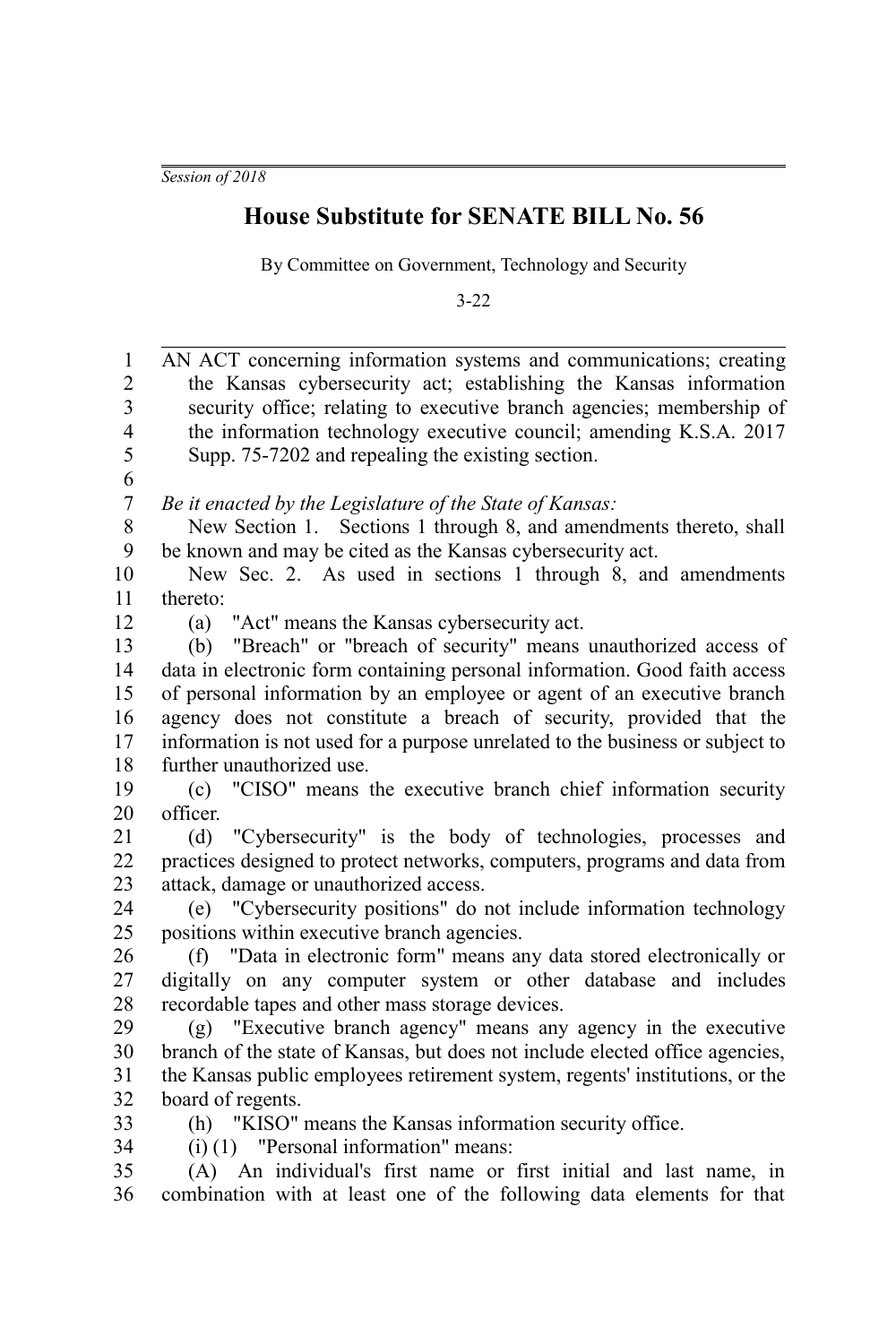*Session of 2018*

# House Substitute for SENATE BILL No. 56

By Committee on Government, Technology and Security

3-22

AN ACT concerning information systems and communications; creating the Kansas cybersecurity act; establishing the Kansas information security office; relating to executive branch agencies; membership of the information technology executive council; amending K.S.A. 2017 Supp. 75-7202 and repealing the existing section.

*Be it enacted by the Legislature of the State of Kansas:*

New Section 1. Sections 1 through 8, and amendments thereto, shall be known and may be cited as the Kansas cybersecurity act.

New Sec. 2. As used in sections 1 through 8, and amendments thereto:

(a) "Act" means the Kansas cybersecurity act.

(b) "Breach" or "breach of security" means unauthorized access of data in electronic form containing personal information. Good faith access of personal information by an employee or agent of an executive branch agency does not constitute a breach of security, provided that the information is not used for a purpose unrelated to the business or subject to further unauthorized use.

(c) "CISO" means the executive branch chief information security officer.

(d) "Cybersecurity" is the body of technologies, processes and practices designed to protect networks, computers, programs and data from attack, damage or unauthorized access.

(e) "Cybersecurity positions" do not include information technology positions within executive branch agencies.

(f) "Data in electronic form" means any data stored electronically or digitally on any computer system or other database and includes recordable tapes and other mass storage devices.

(g) "Executive branch agency" means any agency in the executive branch of the state of Kansas, but does not include elected office agencies, the Kansas public employees retirement system, regents' institutions, or the board of regents.

(h) "KISO" means the Kansas information security office.

(i) (1) "Personal information" means:

(A) An individual's first name or first initial and last name, in combination with at least one of the following data elements for that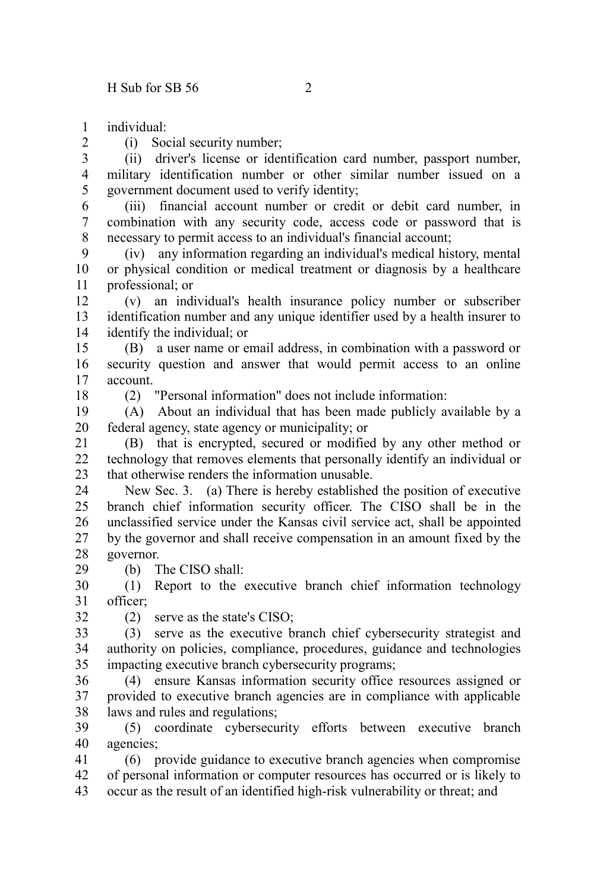individual:

(i) Social security number;

(ii) driver's license or identification card number, passport number, military identification number or other similar number issued on a government document used to verify identity;

(iii) financial account number or credit or debit card number, in combination with any security code, access code or password that is necessary to permit access to an individual's financial account;

(iv) any information regarding an individual's medical history, mental or physical condition or medical treatment or diagnosis by a healthcare professional; or

(v) an individual's health insurance policy number or subscriber identification number and any unique identifier used by a health insurer to identify the individual; or

(B) a user name or email address, in combination with a password or security question and answer that would permit access to an online account.

(2) "Personal information" does not include information:

(A) About an individual that has been made publicly available by a federal agency, state agency or municipality; or

(B) that is encrypted, secured or modified by any other method or technology that removes elements that personally identify an individual or that otherwise renders the information unusable.

New Sec. 3. (a) There is hereby established the position of executive branch chief information security officer. The CISO shall be in the unclassified service under the Kansas civil service act, shall be appointed by the governor and shall receive compensation in an amount fixed by the governor.

(b) The CISO shall:

(1) Report to the executive branch chief information technology officer;

(2) serve as the state's CISO;

(3) serve as the executive branch chief cybersecurity strategist and authority on policies, compliance, procedures, guidance and technologies impacting executive branch cybersecurity programs;

(4) ensure Kansas information security office resources assigned or provided to executive branch agencies are in compliance with applicable laws and rules and regulations;

(5) coordinate cybersecurity efforts between executive branch agencies;

(6) provide guidance to executive branch agencies when compromise of personal information or computer resources has occurred or is likely to occur as the result of an identified high-risk vulnerability or threat; and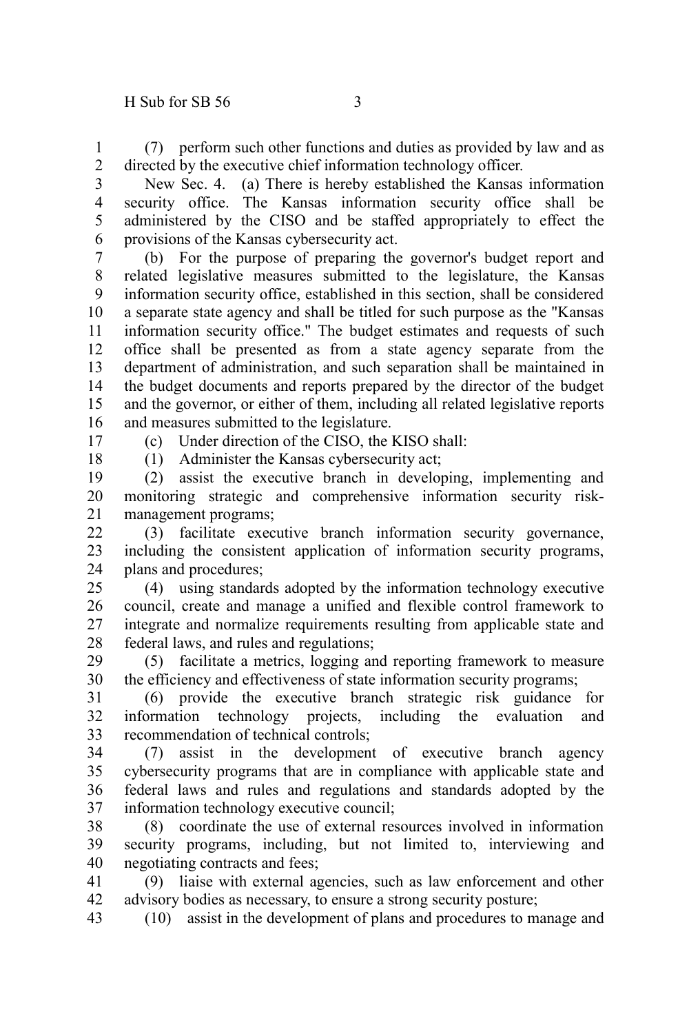(7) perform such other functions and duties as provided by law and as directed by the executive chief information technology officer.

New Sec. 4. (a) There is hereby established the Kansas information security office. The Kansas information security office shall be administered by the CISO and be staffed appropriately to effect the provisions of the Kansas cybersecurity act.

(b) For the purpose of preparing the governor's budget report and related legislative measures submitted to the legislature, the Kansas information security office, established in this section, shall be considered a separate state agency and shall be titled for such purpose as the "Kansas information security office." The budget estimates and requests of such office shall be presented as from a state agency separate from the department of administration, and such separation shall be maintained in the budget documents and reports prepared by the director of the budget and the governor, or either of them, including all related legislative reports and measures submitted to the legislature.

(c) Under direction of the CISO, the KISO shall:

(1) Administer the Kansas cybersecurity act;

(2) assist the executive branch in developing, implementing and monitoring strategic and comprehensive information security risk-management programs;

(3) facilitate executive branch information security governance, including the consistent application of information security programs, plans and procedures;

(4) using standards adopted by the information technology executive council, create and manage a unified and flexible control framework to integrate and normalize requirements resulting from applicable state and federal laws, and rules and regulations;

(5) facilitate a metrics, logging and reporting framework to measure the efficiency and effectiveness of state information security programs;

(6) provide the executive branch strategic risk guidance for information technology projects, including the evaluation and recommendation of technical controls;

(7) assist in the development of executive branch agency cybersecurity programs that are in compliance with applicable state and federal laws and rules and regulations and standards adopted by the information technology executive council;

(8) coordinate the use of external resources involved in information security programs, including, but not limited to, interviewing and negotiating contracts and fees;

(9) liaise with external agencies, such as law enforcement and other advisory bodies as necessary, to ensure a strong security posture;

(10) assist in the development of plans and procedures to manage and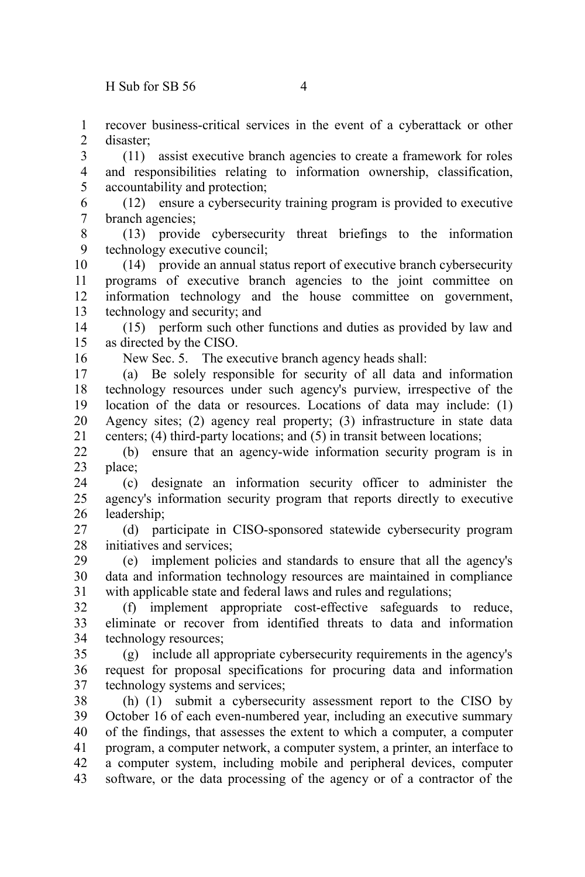recover business-critical services in the event of a cyberattack or other disaster;

(11) assist executive branch agencies to create a framework for roles and responsibilities relating to information ownership, classification, accountability and protection;

(12) ensure a cybersecurity training program is provided to executive branch agencies;

(13) provide cybersecurity threat briefings to the information technology executive council;

(14) provide an annual status report of executive branch cybersecurity programs of executive branch agencies to the joint committee on information technology and the house committee on government, technology and security; and

(15) perform such other functions and duties as provided by law and as directed by the CISO.

New Sec. 5. The executive branch agency heads shall:

(a) Be solely responsible for security of all data and information technology resources under such agency's purview, irrespective of the location of the data or resources. Locations of data may include: (1) Agency sites; (2) agency real property; (3) infrastructure in state data centers; (4) third-party locations; and (5) in transit between locations;

(b) ensure that an agency-wide information security program is in place;

(c) designate an information security officer to administer the agency's information security program that reports directly to executive leadership;

(d) participate in CISO-sponsored statewide cybersecurity program initiatives and services;

(e) implement policies and standards to ensure that all the agency's data and information technology resources are maintained in compliance with applicable state and federal laws and rules and regulations;

(f) implement appropriate cost-effective safeguards to reduce, eliminate or recover from identified threats to data and information technology resources;

(g) include all appropriate cybersecurity requirements in the agency's request for proposal specifications for procuring data and information technology systems and services;

(h) (1) submit a cybersecurity assessment report to the CISO by October 16 of each even-numbered year, including an executive summary of the findings, that assesses the extent to which a computer, a computer program, a computer network, a computer system, a printer, an interface to a computer system, including mobile and peripheral devices, computer software, or the data processing of the agency or of a contractor of the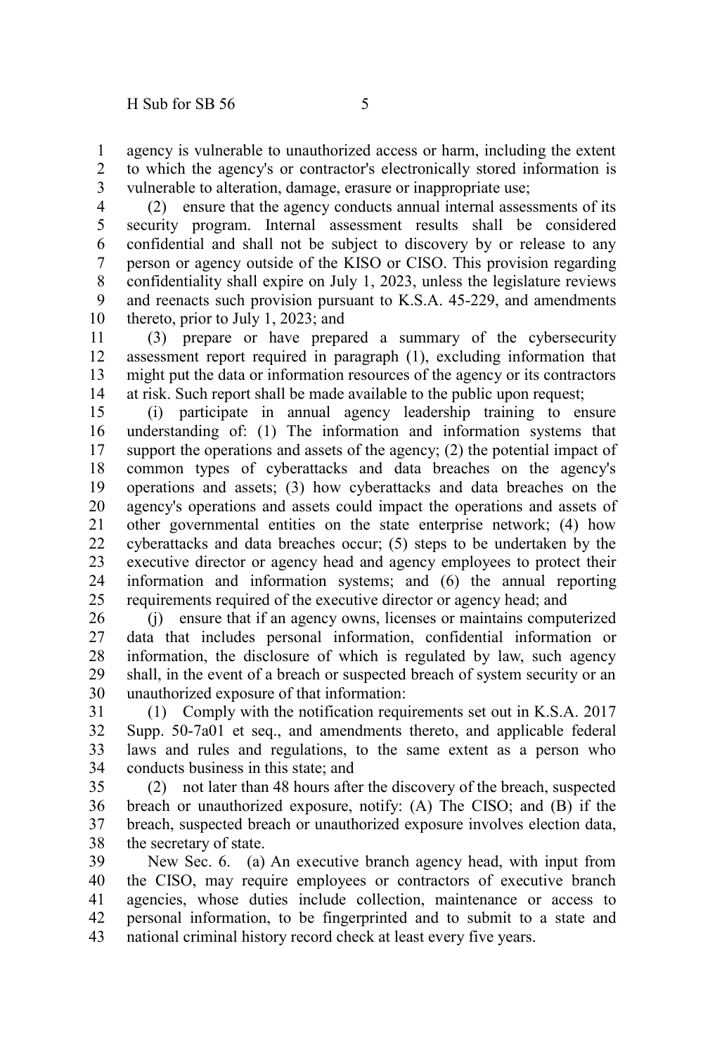agency is vulnerable to unauthorized access or harm, including the extent to which the agency's or contractor's electronically stored information is vulnerable to alteration, damage, erasure or inappropriate use;

(2) ensure that the agency conducts annual internal assessments of its security program. Internal assessment results shall be considered confidential and shall not be subject to discovery by or release to any person or agency outside of the KISO or CISO. This provision regarding confidentiality shall expire on July 1, 2023, unless the legislature reviews and reenacts such provision pursuant to K.S.A. 45-229, and amendments thereto, prior to July 1, 2023; and

(3) prepare or have prepared a summary of the cybersecurity assessment report required in paragraph (1), excluding information that might put the data or information resources of the agency or its contractors at risk. Such report shall be made available to the public upon request;

(i) participate in annual agency leadership training to ensure understanding of: (1) The information and information systems that support the operations and assets of the agency; (2) the potential impact of common types of cyberattacks and data breaches on the agency's operations and assets; (3) how cyberattacks and data breaches on the agency's operations and assets could impact the operations and assets of other governmental entities on the state enterprise network; (4) how cyberattacks and data breaches occur; (5) steps to be undertaken by the executive director or agency head and agency employees to protect their information and information systems; and (6) the annual reporting requirements required of the executive director or agency head; and

(j) ensure that if an agency owns, licenses or maintains computerized data that includes personal information, confidential information or information, the disclosure of which is regulated by law, such agency shall, in the event of a breach or suspected breach of system security or an unauthorized exposure of that information:

(1) Comply with the notification requirements set out in K.S.A. 2017 Supp. 50-7a01 et seq., and amendments thereto, and applicable federal laws and rules and regulations, to the same extent as a person who conducts business in this state; and

(2) not later than 48 hours after the discovery of the breach, suspected breach or unauthorized exposure, notify: (A) The CISO; and (B) if the breach, suspected breach or unauthorized exposure involves election data, the secretary of state.

New Sec. 6. (a) An executive branch agency head, with input from the CISO, may require employees or contractors of executive branch agencies, whose duties include collection, maintenance or access to personal information, to be fingerprinted and to submit to a state and national criminal history record check at least every five years.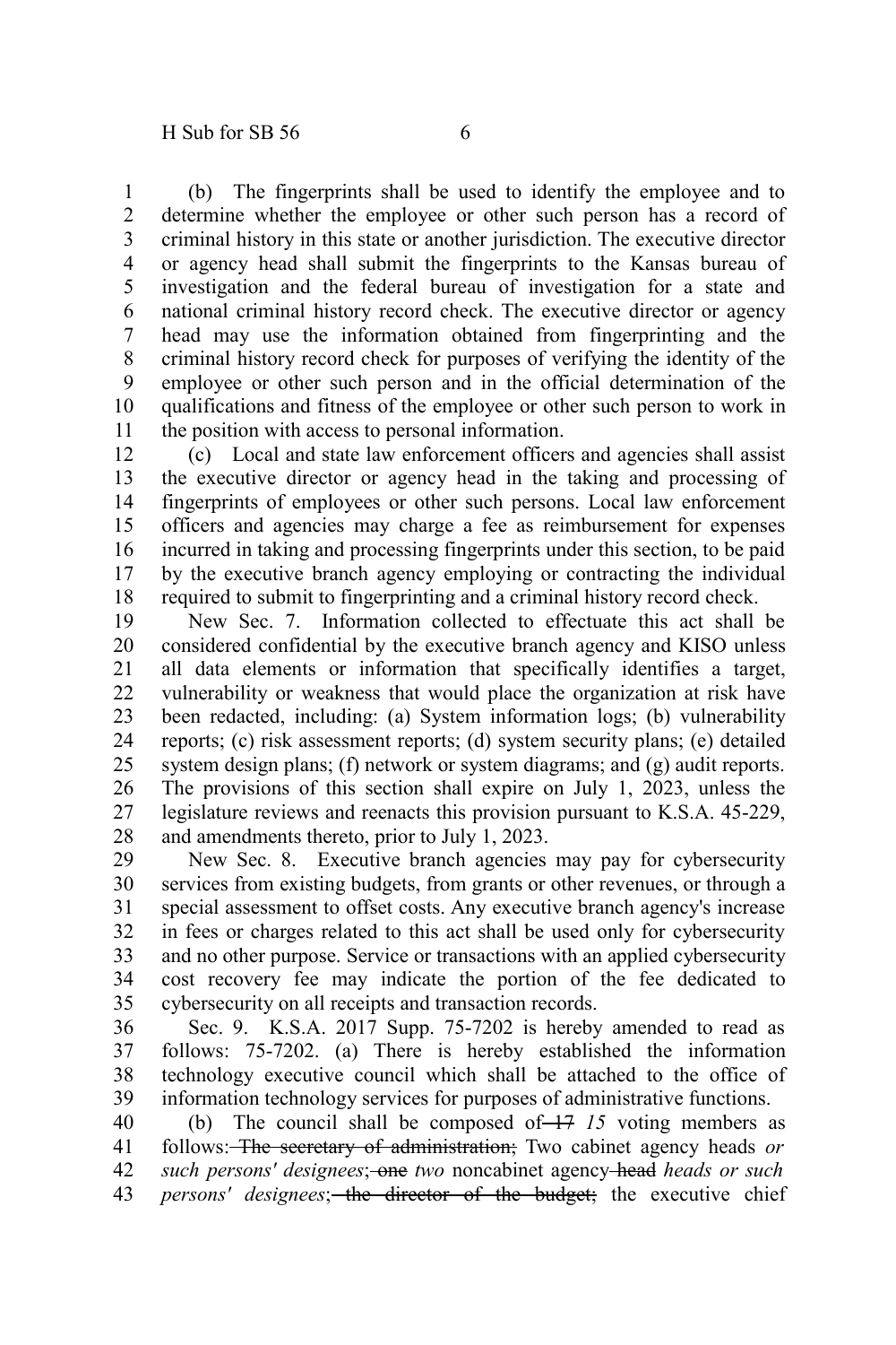(b) The fingerprints shall be used to identify the employee and to determine whether the employee or other such person has a record of criminal history in this state or another jurisdiction. The executive director or agency head shall submit the fingerprints to the Kansas bureau of investigation and the federal bureau of investigation for a state and national criminal history record check. The executive director or agency head may use the information obtained from fingerprinting and the criminal history record check for purposes of verifying the identity of the employee or other such person and in the official determination of the qualifications and fitness of the employee or other such person to work in the position with access to personal information.

(c) Local and state law enforcement officers and agencies shall assist the executive director or agency head in the taking and processing of fingerprints of employees or other such persons. Local law enforcement officers and agencies may charge a fee as reimbursement for expenses incurred in taking and processing fingerprints under this section, to be paid by the executive branch agency employing or contracting the individual required to submit to fingerprinting and a criminal history record check.

New Sec. 7. Information collected to effectuate this act shall be considered confidential by the executive branch agency and KISO unless all data elements or information that specifically identifies a target, vulnerability or weakness that would place the organization at risk have been redacted, including: (a) System information logs; (b) vulnerability reports; (c) risk assessment reports; (d) system security plans; (e) detailed system design plans; (f) network or system diagrams; and (g) audit reports. The provisions of this section shall expire on July 1, 2023, unless the legislature reviews and reenacts this provision pursuant to K.S.A. 45-229, and amendments thereto, prior to July 1, 2023.

New Sec. 8. Executive branch agencies may pay for cybersecurity services from existing budgets, from grants or other revenues, or through a special assessment to offset costs. Any executive branch agency's increase in fees or charges related to this act shall be used only for cybersecurity and no other purpose. Service or transactions with an applied cybersecurity cost recovery fee may indicate the portion of the fee dedicated to cybersecurity on all receipts and transaction records.

Sec. 9. K.S.A. 2017 Supp. 75-7202 is hereby amended to read as follows: 75-7202. (a) There is hereby established the information technology executive council which shall be attached to the office of information technology services for purposes of administrative functions.

(b) The council shall be composed of ~~17~~ *15* voting members as follows: ~~The secretary of administration;~~ Two cabinet agency heads *or such persons' designees*; ~~one~~ *two* noncabinet agency ~~head~~ *heads or such persons' designees*; ~~the director of the budget;~~ the executive chief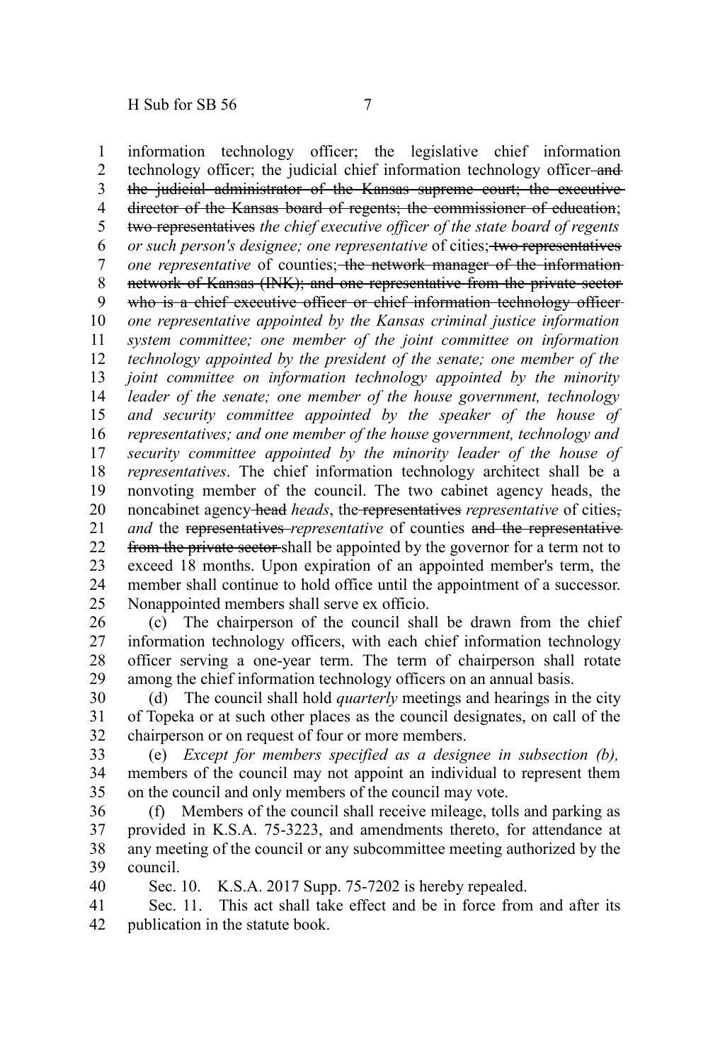information technology officer; the legislative chief information technology officer; the judicial chief information technology officer ~~and the judicial administrator of the Kansas supreme court; the executive director of the Kansas board of regents; the commissioner of education~~; ~~two representatives~~ *the chief executive officer of the state board of regents or such person's designee; one representative* of cities; ~~two representatives~~ *one representative* of counties; ~~the network manager of the information network of Kansas (INK); and one representative from the private sector who is a chief executive officer or chief information technology officer~~ *one representative appointed by the Kansas criminal justice information system committee; one member of the joint committee on information technology appointed by the president of the senate; one member of the joint committee on information technology appointed by the minority leader of the senate; one member of the house government, technology and security committee appointed by the speaker of the house of representatives; and one member of the house government, technology and security committee appointed by the minority leader of the house of representatives*. The chief information technology architect shall be a nonvoting member of the council. The two cabinet agency heads, the noncabinet agency ~~head~~ *heads*, the ~~representatives~~ *representative* of cities~~,~~ *and* the ~~representatives~~ *representative* of counties ~~and the representative from the private sector~~ shall be appointed by the governor for a term not to exceed 18 months. Upon expiration of an appointed member's term, the member shall continue to hold office until the appointment of a successor. Nonappointed members shall serve ex officio.

(c) The chairperson of the council shall be drawn from the chief information technology officers, with each chief information technology officer serving a one-year term. The term of chairperson shall rotate among the chief information technology officers on an annual basis.

(d) The council shall hold *quarterly* meetings and hearings in the city of Topeka or at such other places as the council designates, on call of the chairperson or on request of four or more members.

(e) *Except for members specified as a designee in subsection (b),* members of the council may not appoint an individual to represent them on the council and only members of the council may vote.

(f) Members of the council shall receive mileage, tolls and parking as provided in K.S.A. 75-3223, and amendments thereto, for attendance at any meeting of the council or any subcommittee meeting authorized by the council.

Sec. 10. K.S.A. 2017 Supp. 75-7202 is hereby repealed.

Sec. 11. This act shall take effect and be in force from and after its publication in the statute book.